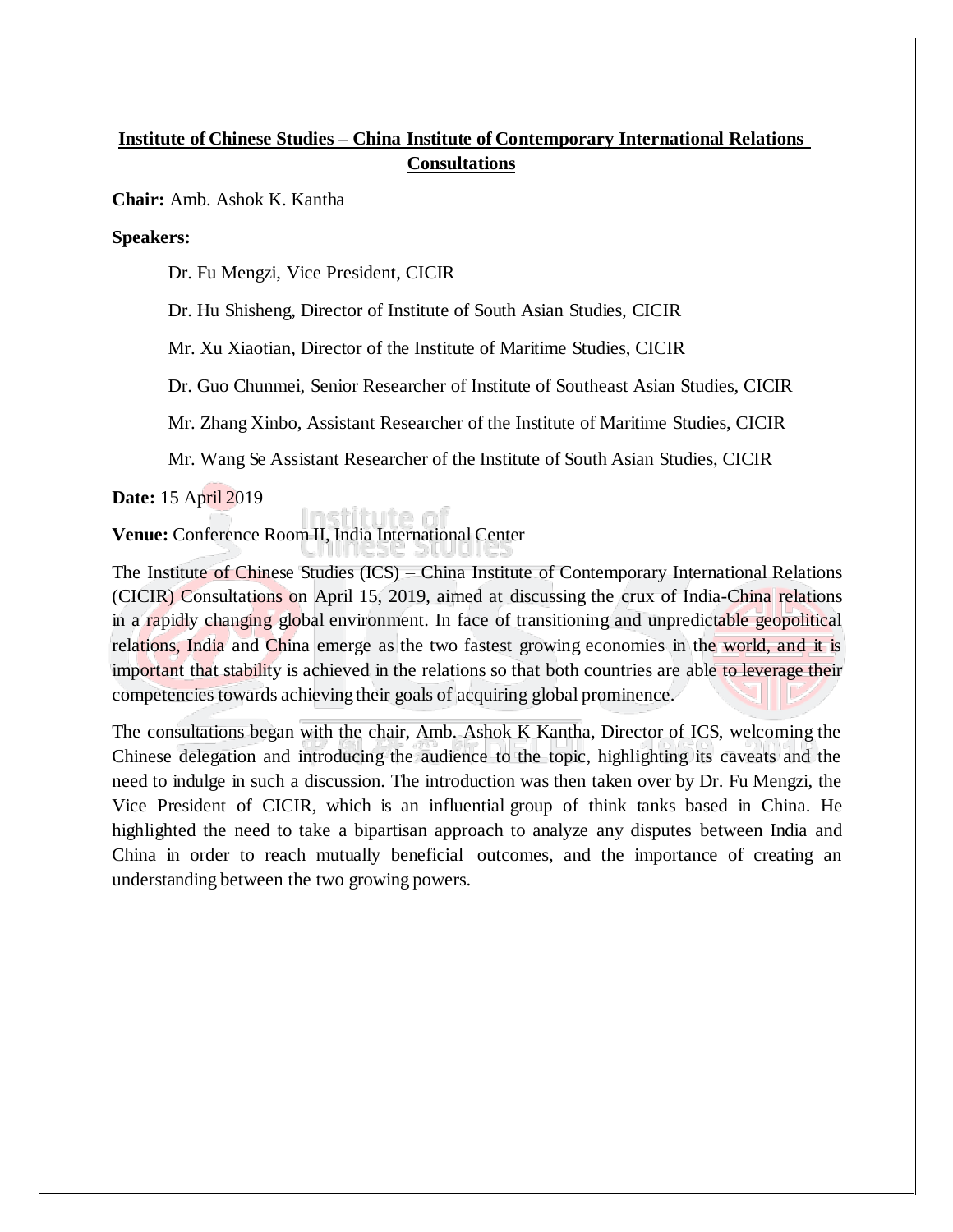**Institute of Chinese Studies – China Institute of Contemporary International Relations Consultations**

**Chair:** Amb. Ashok K. Kantha

**Speakers:**

Dr. Fu Mengzi, Vice President, CICIR

Dr. Hu Shisheng, Director of Institute of South Asian Studies, CICIR

Mr. Xu Xiaotian, Director of the Institute of Maritime Studies, CICIR

Dr. Guo Chunmei, Senior Researcher of Institute of Southeast Asian Studies, CICIR

Mr. Zhang Xinbo, Assistant Researcher of the Institute of Maritime Studies, CICIR

Mr. Wang Se Assistant Researcher of the Institute of South Asian Studies, CICIR

**Date:** 15 April 2019

**Venue:** Conference Room II, India International Center

The Institute of Chinese Studies (ICS) – China Institute of Contemporary International Relations (CICIR) Consultations on April 15, 2019, aimed at discussing the crux of India-China relations in a rapidly changing global environment. In face of transitioning and unpredictable geopolitical relations, India and China emerge as the two fastest growing economies in the world, and it is important that stability is achieved in the relations so that both countries are able to leverage their competencies towards achieving their goals of acquiring global prominence.

The consultations began with the chair, Amb. Ashok K Kantha, Director of ICS, welcoming the Chinese delegation and introducing the audience to the topic, highlighting its caveats and the need to indulge in such a discussion. The introduction was then taken over by Dr. Fu Mengzi, the Vice President of CICIR, which is an influential group of think tanks based in China. He highlighted the need to take a bipartisan approach to analyze any disputes between India and China in order to reach mutually beneficial outcomes, and the importance of creating an understanding between the two growing powers.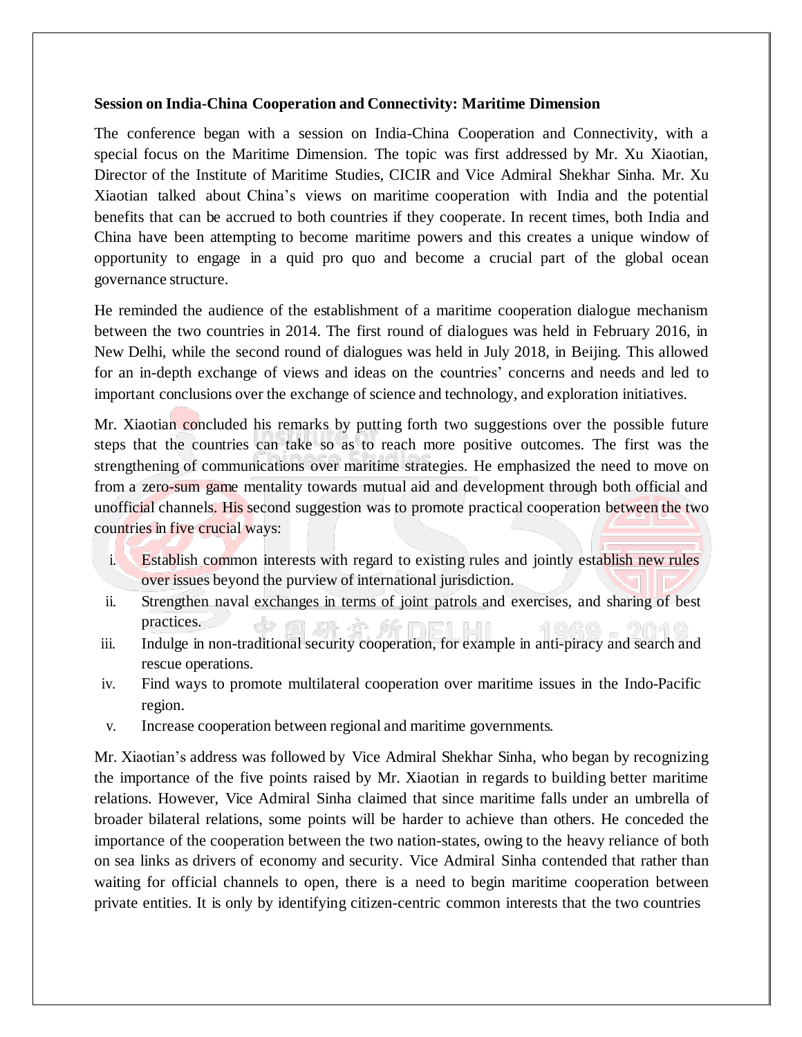**Session on India-China Cooperation and Connectivity: Maritime Dimension**

The conference began with a session on India-China Cooperation and Connectivity, with a special focus on the Maritime Dimension. The topic was first addressed by Mr. Xu Xiaotian, Director of the Institute of Maritime Studies, CICIR and Vice Admiral Shekhar Sinha. Mr. Xu Xiaotian talked about China's views on maritime cooperation with India and the potential benefits that can be accrued to both countries if they cooperate. In recent times, both India and China have been attempting to become maritime powers and this creates a unique window of opportunity to engage in a quid pro quo and become a crucial part of the global ocean governance structure.

He reminded the audience of the establishment of a maritime cooperation dialogue mechanism between the two countries in 2014. The first round of dialogues was held in February 2016, in New Delhi, while the second round of dialogues was held in July 2018, in Beijing. This allowed for an in-depth exchange of views and ideas on the countries' concerns and needs and led to important conclusions over the exchange of science and technology, and exploration initiatives.

Mr. Xiaotian concluded his remarks by putting forth two suggestions over the possible future steps that the countries can take so as to reach more positive outcomes. The first was the strengthening of communications over maritime strategies. He emphasized the need to move on from a zero-sum game mentality towards mutual aid and development through both official and unofficial channels. His second suggestion was to promote practical cooperation between the two countries in five crucial ways:

i. Establish common interests with regard to existing rules and jointly establish new rules over issues beyond the purview of international jurisdiction.
ii. Strengthen naval exchanges in terms of joint patrols and exercises, and sharing of best practices.
iii. Indulge in non-traditional security cooperation, for example in anti-piracy and search and rescue operations.
iv. Find ways to promote multilateral cooperation over maritime issues in the Indo-Pacific region.
v. Increase cooperation between regional and maritime governments.

Mr. Xiaotian's address was followed by Vice Admiral Shekhar Sinha, who began by recognizing the importance of the five points raised by Mr. Xiaotian in regards to building better maritime relations. However, Vice Admiral Sinha claimed that since maritime falls under an umbrella of broader bilateral relations, some points will be harder to achieve than others. He conceded the importance of the cooperation between the two nation-states, owing to the heavy reliance of both on sea links as drivers of economy and security. Vice Admiral Sinha contended that rather than waiting for official channels to open, there is a need to begin maritime cooperation between private entities. It is only by identifying citizen-centric common interests that the two countries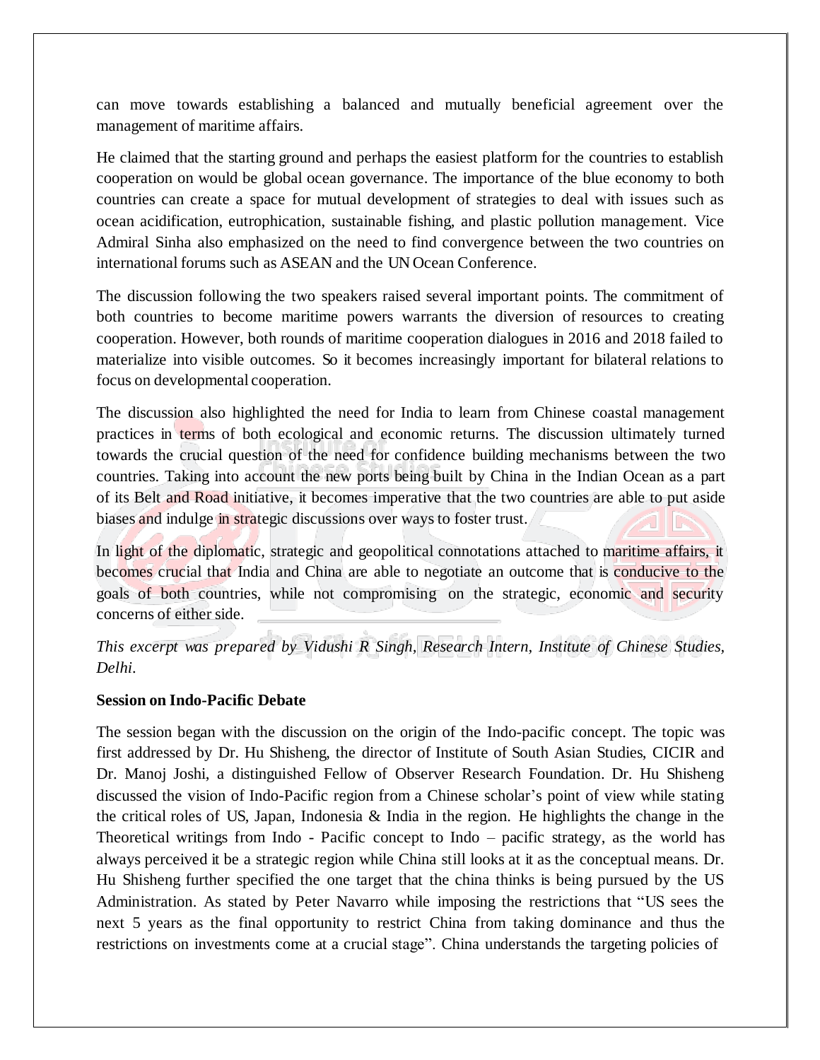can move towards establishing a balanced and mutually beneficial agreement over the management of maritime affairs.

He claimed that the starting ground and perhaps the easiest platform for the countries to establish cooperation on would be global ocean governance. The importance of the blue economy to both countries can create a space for mutual development of strategies to deal with issues such as ocean acidification, eutrophication, sustainable fishing, and plastic pollution management. Vice Admiral Sinha also emphasized on the need to find convergence between the two countries on international forums such as ASEAN and the UN Ocean Conference.

The discussion following the two speakers raised several important points. The commitment of both countries to become maritime powers warrants the diversion of resources to creating cooperation. However, both rounds of maritime cooperation dialogues in 2016 and 2018 failed to materialize into visible outcomes. So it becomes increasingly important for bilateral relations to focus on developmental cooperation.

The discussion also highlighted the need for India to learn from Chinese coastal management practices in terms of both ecological and economic returns. The discussion ultimately turned towards the crucial question of the need for confidence building mechanisms between the two countries. Taking into account the new ports being built by China in the Indian Ocean as a part of its Belt and Road initiative, it becomes imperative that the two countries are able to put aside biases and indulge in strategic discussions over ways to foster trust.

In light of the diplomatic, strategic and geopolitical connotations attached to maritime affairs, it becomes crucial that India and China are able to negotiate an outcome that is conducive to the goals of both countries, while not compromising on the strategic, economic and security concerns of either side.

*This excerpt was prepared by Vidushi R Singh, Research Intern, Institute of Chinese Studies, Delhi.*

**Session on Indo-Pacific Debate**

The session began with the discussion on the origin of the Indo-pacific concept. The topic was first addressed by Dr. Hu Shisheng, the director of Institute of South Asian Studies, CICIR and Dr. Manoj Joshi, a distinguished Fellow of Observer Research Foundation. Dr. Hu Shisheng discussed the vision of Indo-Pacific region from a Chinese scholar's point of view while stating the critical roles of US, Japan, Indonesia & India in the region. He highlights the change in the Theoretical writings from Indo - Pacific concept to Indo – pacific strategy, as the world has always perceived it be a strategic region while China still looks at it as the conceptual means. Dr. Hu Shisheng further specified the one target that the china thinks is being pursued by the US Administration. As stated by Peter Navarro while imposing the restrictions that "US sees the next 5 years as the final opportunity to restrict China from taking dominance and thus the restrictions on investments come at a crucial stage". China understands the targeting policies of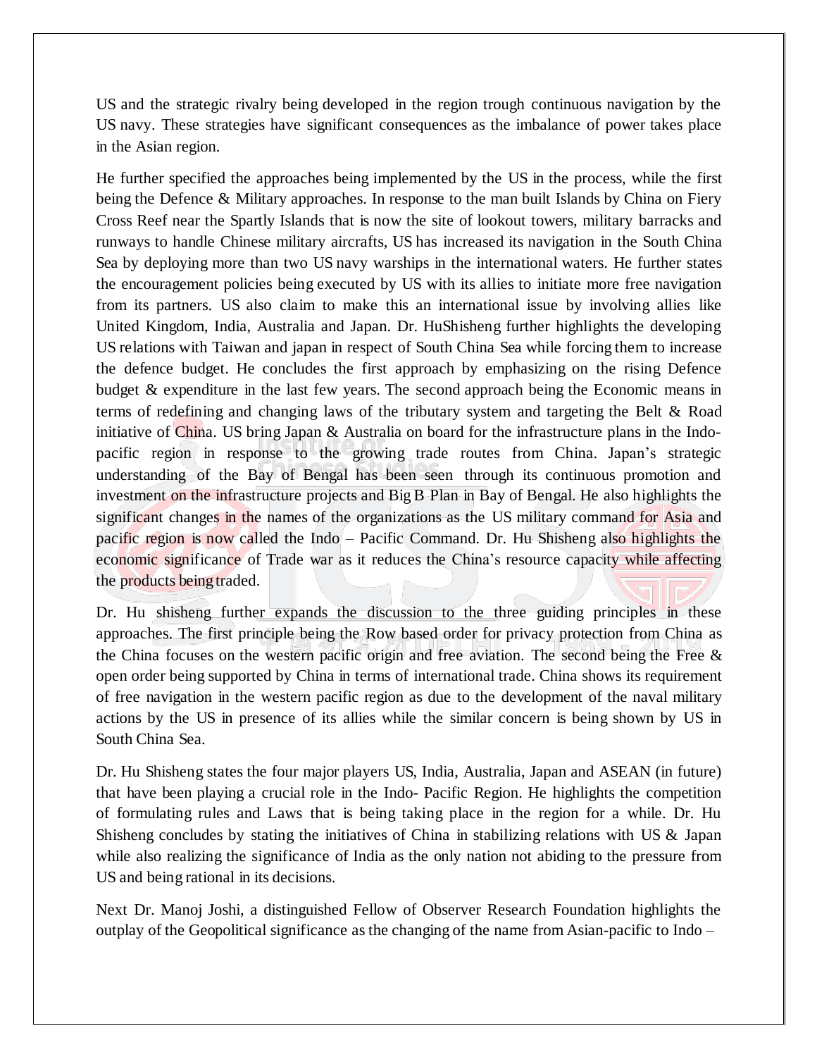US and the strategic rivalry being developed in the region trough continuous navigation by the US navy. These strategies have significant consequences as the imbalance of power takes place in the Asian region.

He further specified the approaches being implemented by the US in the process, while the first being the Defence & Military approaches. In response to the man built Islands by China on Fiery Cross Reef near the Spartly Islands that is now the site of lookout towers, military barracks and runways to handle Chinese military aircrafts, US has increased its navigation in the South China Sea by deploying more than two US navy warships in the international waters. He further states the encouragement policies being executed by US with its allies to initiate more free navigation from its partners. US also claim to make this an international issue by involving allies like United Kingdom, India, Australia and Japan. Dr. HuShisheng further highlights the developing US relations with Taiwan and japan in respect of South China Sea while forcing them to increase the defence budget. He concludes the first approach by emphasizing on the rising Defence budget & expenditure in the last few years. The second approach being the Economic means in terms of redefining and changing laws of the tributary system and targeting the Belt & Road initiative of China. US bring Japan & Australia on board for the infrastructure plans in the Indo-pacific region in response to the growing trade routes from China. Japan's strategic understanding of the Bay of Bengal has been seen through its continuous promotion and investment on the infrastructure projects and Big B Plan in Bay of Bengal. He also highlights the significant changes in the names of the organizations as the US military command for Asia and pacific region is now called the Indo – Pacific Command. Dr. Hu Shisheng also highlights the economic significance of Trade war as it reduces the China's resource capacity while affecting the products being traded.

Dr. Hu shisheng further expands the discussion to the three guiding principles in these approaches. The first principle being the Row based order for privacy protection from China as the China focuses on the western pacific origin and free aviation. The second being the Free & open order being supported by China in terms of international trade. China shows its requirement of free navigation in the western pacific region as due to the development of the naval military actions by the US in presence of its allies while the similar concern is being shown by US in South China Sea.

Dr. Hu Shisheng states the four major players US, India, Australia, Japan and ASEAN (in future) that have been playing a crucial role in the Indo- Pacific Region. He highlights the competition of formulating rules and Laws that is being taking place in the region for a while. Dr. Hu Shisheng concludes by stating the initiatives of China in stabilizing relations with US & Japan while also realizing the significance of India as the only nation not abiding to the pressure from US and being rational in its decisions.

Next Dr. Manoj Joshi, a distinguished Fellow of Observer Research Foundation highlights the outplay of the Geopolitical significance as the changing of the name from Asian-pacific to Indo –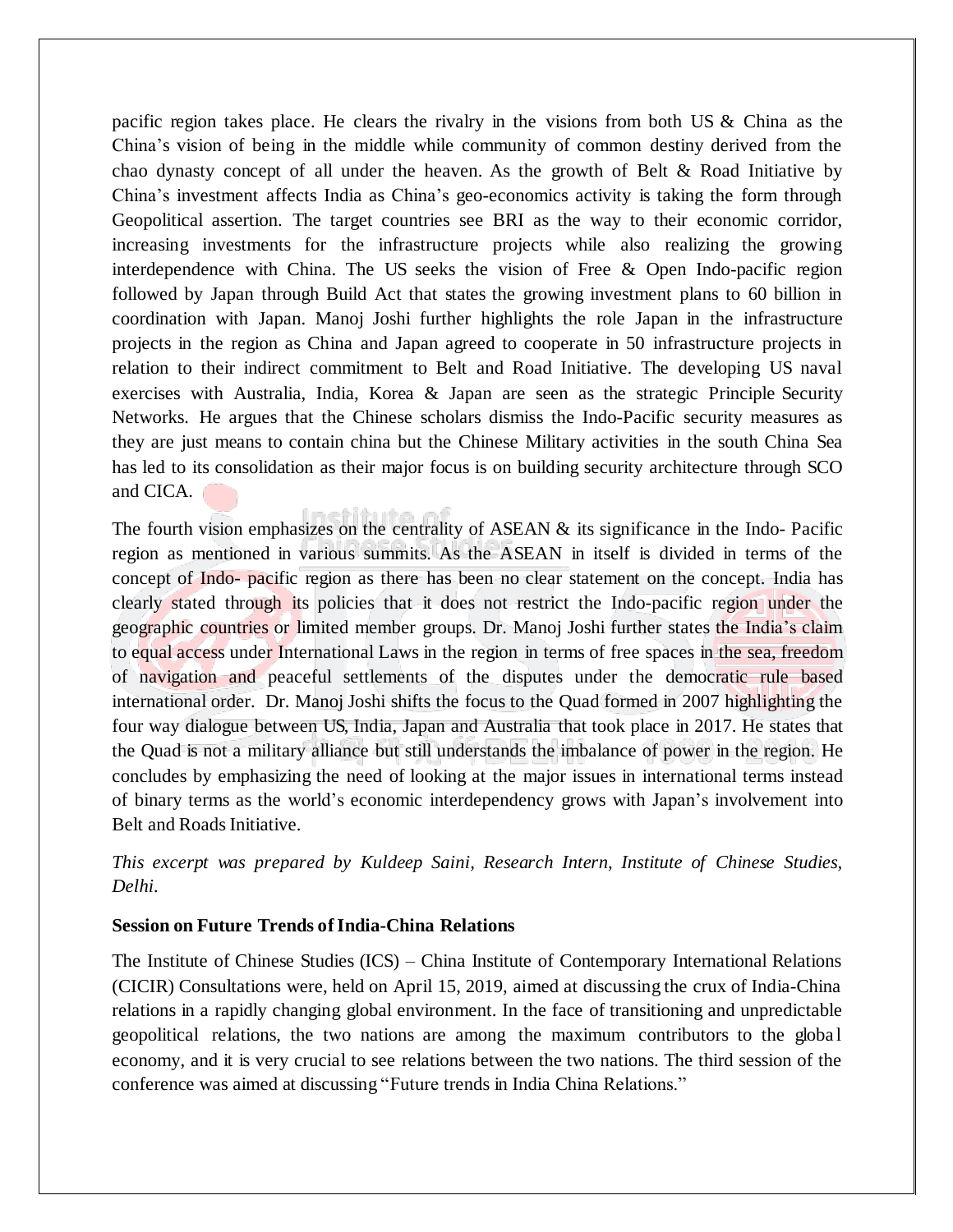pacific region takes place. He clears the rivalry in the visions from both US & China as the China's vision of being in the middle while community of common destiny derived from the chao dynasty concept of all under the heaven. As the growth of Belt & Road Initiative by China's investment affects India as China's geo-economics activity is taking the form through Geopolitical assertion. The target countries see BRI as the way to their economic corridor, increasing investments for the infrastructure projects while also realizing the growing interdependence with China. The US seeks the vision of Free & Open Indo-pacific region followed by Japan through Build Act that states the growing investment plans to 60 billion in coordination with Japan. Manoj Joshi further highlights the role Japan in the infrastructure projects in the region as China and Japan agreed to cooperate in 50 infrastructure projects in relation to their indirect commitment to Belt and Road Initiative. The developing US naval exercises with Australia, India, Korea & Japan are seen as the strategic Principle Security Networks. He argues that the Chinese scholars dismiss the Indo-Pacific security measures as they are just means to contain china but the Chinese Military activities in the south China Sea has led to its consolidation as their major focus is on building security architecture through SCO and CICA.

The fourth vision emphasizes on the centrality of ASEAN & its significance in the Indo- Pacific region as mentioned in various summits. As the ASEAN in itself is divided in terms of the concept of Indo- pacific region as there has been no clear statement on the concept. India has clearly stated through its policies that it does not restrict the Indo-pacific region under the geographic countries or limited member groups. Dr. Manoj Joshi further states the India's claim to equal access under International Laws in the region in terms of free spaces in the sea, freedom of navigation and peaceful settlements of the disputes under the democratic rule based international order. Dr. Manoj Joshi shifts the focus to the Quad formed in 2007 highlighting the four way dialogue between US, India, Japan and Australia that took place in 2017. He states that the Quad is not a military alliance but still understands the imbalance of power in the region. He concludes by emphasizing the need of looking at the major issues in international terms instead of binary terms as the world's economic interdependency grows with Japan's involvement into Belt and Roads Initiative.

*This excerpt was prepared by Kuldeep Saini, Research Intern, Institute of Chinese Studies, Delhi.*

**Session on Future Trends of India-China Relations**

The Institute of Chinese Studies (ICS) – China Institute of Contemporary International Relations (CICIR) Consultations were, held on April 15, 2019, aimed at discussing the crux of India-China relations in a rapidly changing global environment. In the face of transitioning and unpredictable geopolitical relations, the two nations are among the maximum contributors to the global economy, and it is very crucial to see relations between the two nations. The third session of the conference was aimed at discussing "Future trends in India China Relations."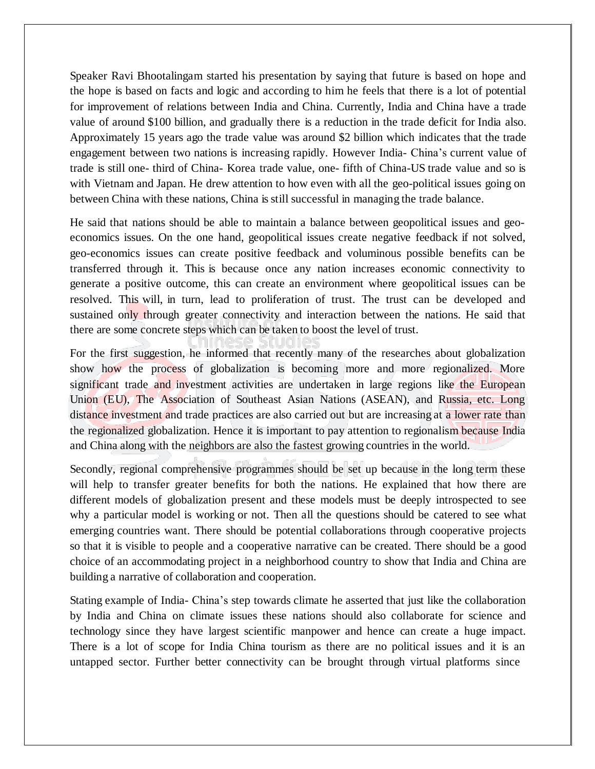Speaker Ravi Bhootalingam started his presentation by saying that future is based on hope and the hope is based on facts and logic and according to him he feels that there is a lot of potential for improvement of relations between India and China. Currently, India and China have a trade value of around $100 billion, and gradually there is a reduction in the trade deficit for India also. Approximately 15 years ago the trade value was around $2 billion which indicates that the trade engagement between two nations is increasing rapidly. However India- China's current value of trade is still one- third of China- Korea trade value, one- fifth of China-US trade value and so is with Vietnam and Japan. He drew attention to how even with all the geo-political issues going on between China with these nations, China is still successful in managing the trade balance.

He said that nations should be able to maintain a balance between geopolitical issues and geo-economics issues. On the one hand, geopolitical issues create negative feedback if not solved, geo-economics issues can create positive feedback and voluminous possible benefits can be transferred through it. This is because once any nation increases economic connectivity to generate a positive outcome, this can create an environment where geopolitical issues can be resolved. This will, in turn, lead to proliferation of trust. The trust can be developed and sustained only through greater connectivity and interaction between the nations. He said that there are some concrete steps which can be taken to boost the level of trust.

For the first suggestion, he informed that recently many of the researches about globalization show how the process of globalization is becoming more and more regionalized. More significant trade and investment activities are undertaken in large regions like the European Union (EU), The Association of Southeast Asian Nations (ASEAN), and Russia, etc. Long distance investment and trade practices are also carried out but are increasing at a lower rate than the regionalized globalization. Hence it is important to pay attention to regionalism because India and China along with the neighbors are also the fastest growing countries in the world.

Secondly, regional comprehensive programmes should be set up because in the long term these will help to transfer greater benefits for both the nations. He explained that how there are different models of globalization present and these models must be deeply introspected to see why a particular model is working or not. Then all the questions should be catered to see what emerging countries want. There should be potential collaborations through cooperative projects so that it is visible to people and a cooperative narrative can be created. There should be a good choice of an accommodating project in a neighborhood country to show that India and China are building a narrative of collaboration and cooperation.

Stating example of India- China's step towards climate he asserted that just like the collaboration by India and China on climate issues these nations should also collaborate for science and technology since they have largest scientific manpower and hence can create a huge impact. There is a lot of scope for India China tourism as there are no political issues and it is an untapped sector. Further better connectivity can be brought through virtual platforms since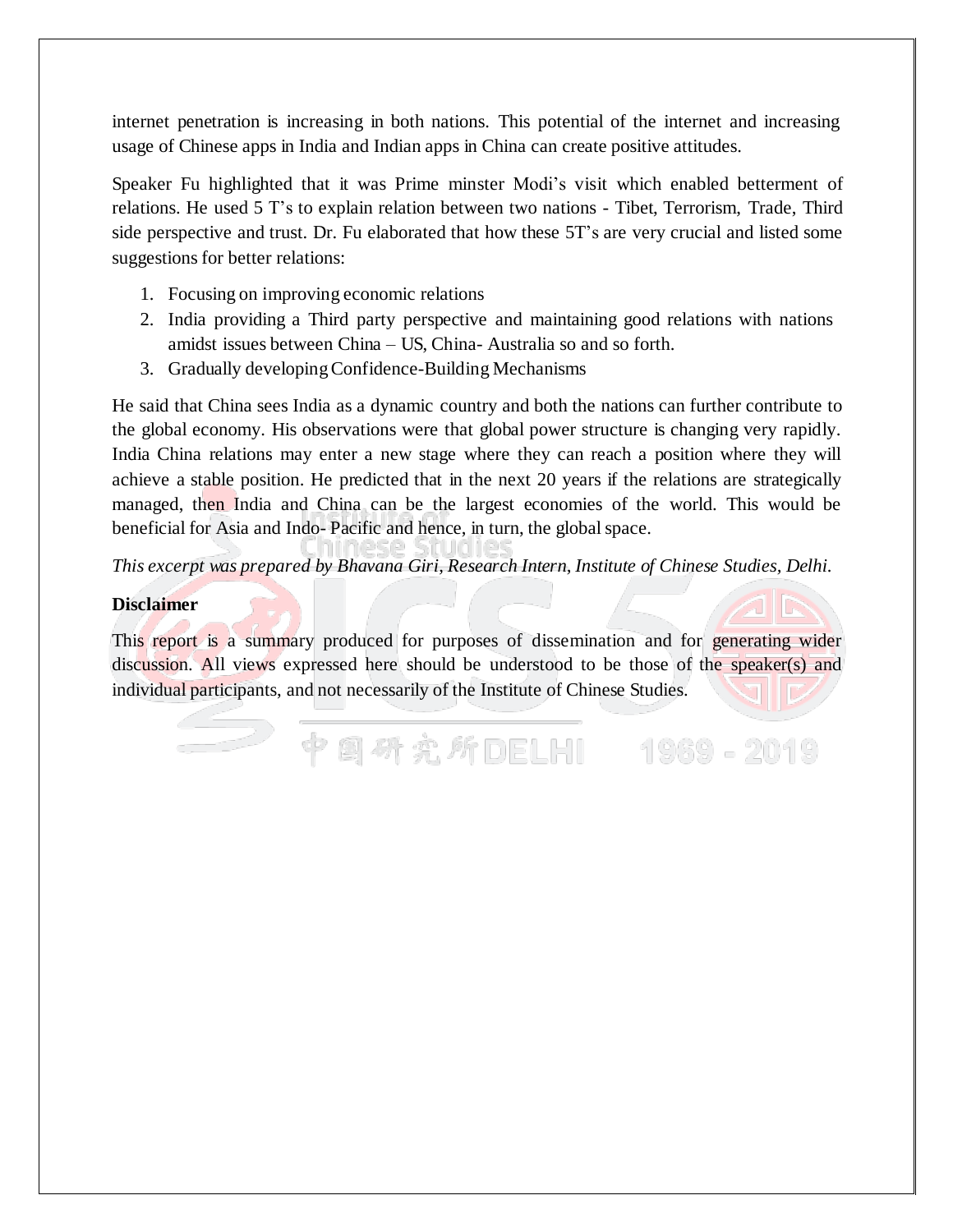internet penetration is increasing in both nations. This potential of the internet and increasing usage of Chinese apps in India and Indian apps in China can create positive attitudes.

Speaker Fu highlighted that it was Prime minster Modi's visit which enabled betterment of relations. He used 5 T's to explain relation between two nations - Tibet, Terrorism, Trade, Third side perspective and trust. Dr. Fu elaborated that how these 5T's are very crucial and listed some suggestions for better relations:

1. Focusing on improving economic relations
2. India providing a Third party perspective and maintaining good relations with nations amidst issues between China – US, China- Australia so and so forth.
3. Gradually developing Confidence-Building Mechanisms

He said that China sees India as a dynamic country and both the nations can further contribute to the global economy. His observations were that global power structure is changing very rapidly. India China relations may enter a new stage where they can reach a position where they will achieve a stable position. He predicted that in the next 20 years if the relations are strategically managed, then India and China can be the largest economies of the world. This would be beneficial for Asia and Indo- Pacific and hence, in turn, the global space.

*This excerpt was prepared by Bhavana Giri, Research Intern, Institute of Chinese Studies, Delhi.*

**Disclaimer**

This report is a summary produced for purposes of dissemination and for generating wider discussion. All views expressed here should be understood to be those of the speaker(s) and individual participants, and not necessarily of the Institute of Chinese Studies.